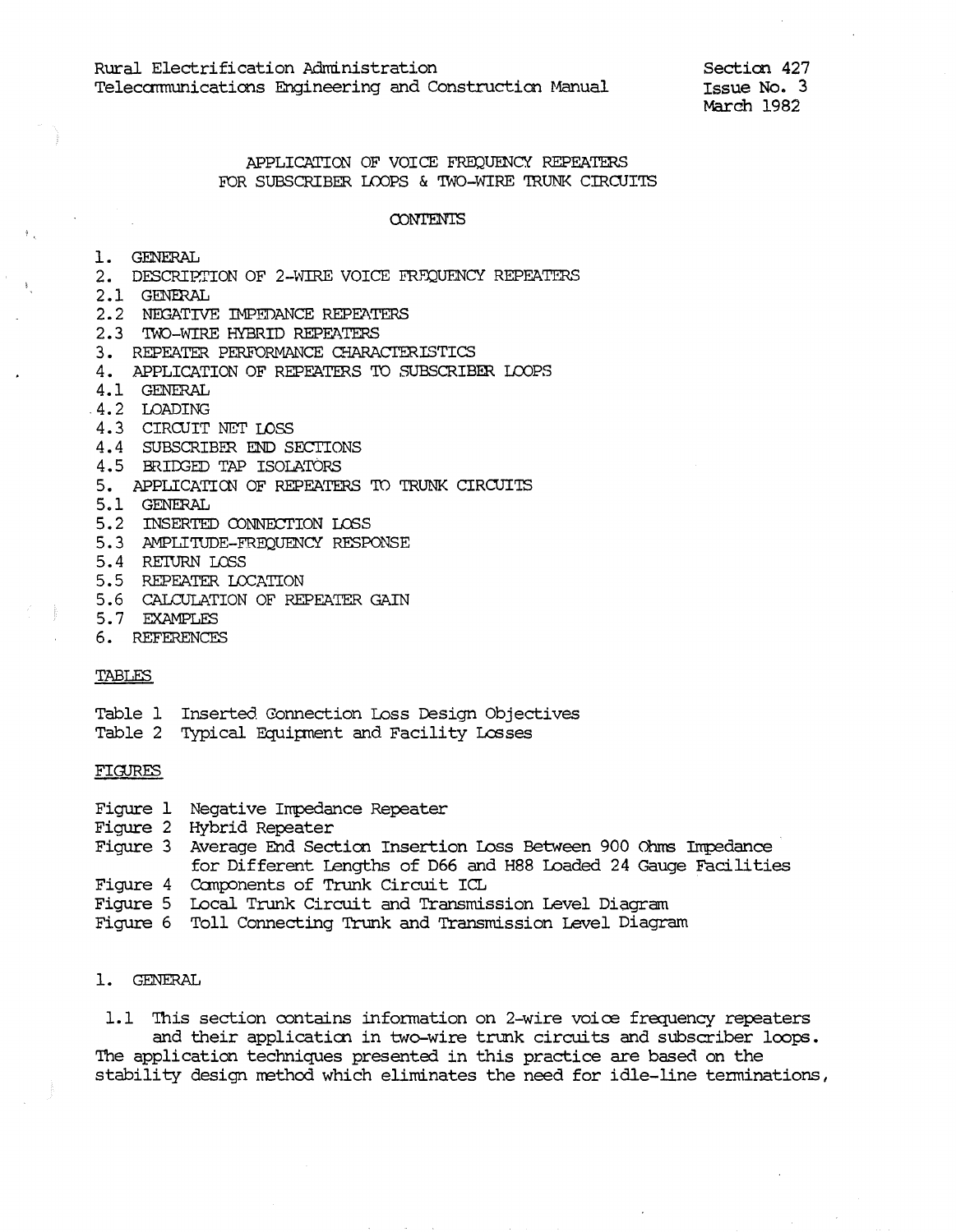Rural Electrification Administration
Telecommunications Engineering and Construction Manual

Section 427
Issue No. 3
March 1982

# APPLICATION OF VOICE FREQUENCY REPEATERS FOR SUBSCRIBER LOOPS & TWO-WIRE TRUNK CIRCUITS

## CONTENTS

1. GENERAL
2. DESCRIPTION OF 2-WIRE VOICE FREQUENCY REPEATERS
2.1 GENERAL
2.2 NEGATIVE IMPEDANCE REPEATERS
2.3 TWO-WIRE HYBRID REPEATERS
3. REPEATER PERFORMANCE CHARACTERISTICS
4. APPLICATION OF REPEATERS TO SUBSCRIBER LOOPS
4.1 GENERAL
4.2 LOADING
4.3 CIRCUIT NET LOSS
4.4 SUBSCRIBER END SECTIONS
4.5 BRIDGED TAP ISOLATORS
5. APPLICATION OF REPEATERS TO TRUNK CIRCUITS
5.1 GENERAL
5.2 INSERTED CONNECTION LOSS
5.3 AMPLITUDE-FREQUENCY RESPONSE
5.4 RETURN LOSS
5.5 REPEATER LOCATION
5.6 CALCULATION OF REPEATER GAIN
5.7 EXAMPLES
6. REFERENCES

### TABLES

Table 1 Inserted Connection Loss Design Objectives
Table 2 Typical Equipment and Facility Losses

### FIGURES

Figure 1 Negative Impedance Repeater
Figure 2 Hybrid Repeater
Figure 3 Average End Section Insertion Loss Between 900 Ohms Impedance for Different Lengths of D66 and H88 Loaded 24 Gauge Facilities
Figure 4 Components of Trunk Circuit ICL
Figure 5 Local Trunk Circuit and Transmission Level Diagram
Figure 6 Toll Connecting Trunk and Transmission Level Diagram

## 1. GENERAL

1.1 This section contains information on 2-wire voice frequency repeaters and their application in two-wire trunk circuits and subscriber loops. The application techniques presented in this practice are based on the stability design method which eliminates the need for idle-line terminations,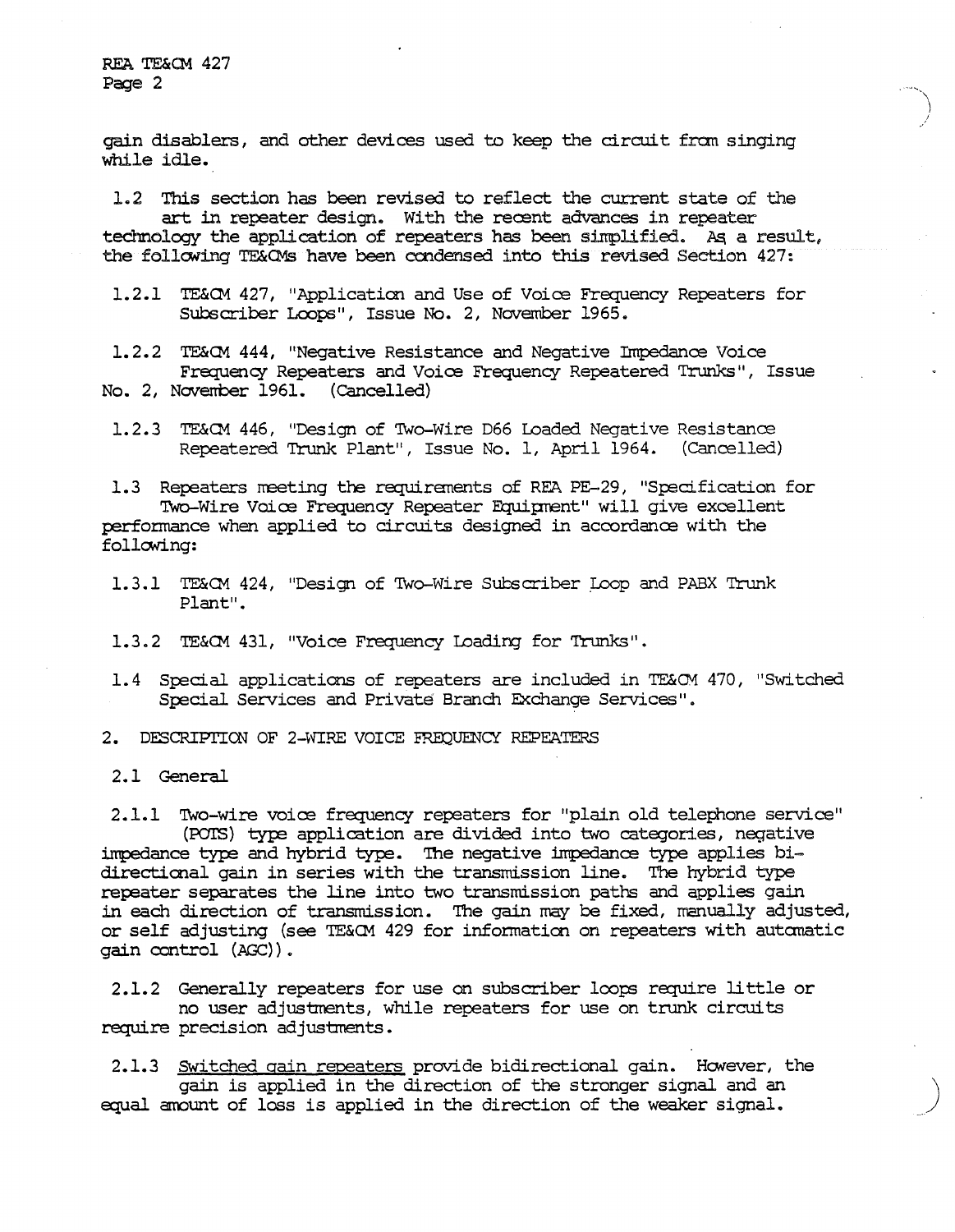gain disablers, and other devices used to keep the circuit from singing while idle.

1.2 This section has been revised to reflect the current state of the art in repeater design. With the recent advances in repeater technology the application of repeaters has been simplified. As a result, the following TE&CMs have been condensed into this revised Section 427:

1.2.1 TE&CM 427, "Application and Use of Voice Frequency Repeaters for Subscriber Loops", Issue No. 2, November 1965.

1.2.2 TE&CM 444, "Negative Resistance and Negative Impedance Voice Frequency Repeaters and Voice Frequency Repeatered Trunks", Issue No. 2, November 1961. (Cancelled)

1.2.3 TE&CM 446, "Design of Two-Wire D66 Loaded Negative Resistance Repeatered Trunk Plant", Issue No. 1, April 1964. (Cancelled)

1.3 Repeaters meeting the requirements of REA PE-29, "Specification for Two-Wire Voice Frequency Repeater Equipment" will give excellent performance when applied to circuits designed in accordance with the following:

1.3.1 TE&CM 424, "Design of Two-Wire Subscriber Loop and PABX Trunk Plant".

1.3.2 TE&CM 431, "Voice Frequency Loading for Trunks".

1.4 Special applications of repeaters are included in TE&CM 470, "Switched Special Services and Private Branch Exchange Services".

## 2. DESCRIPTION OF 2-WIRE VOICE FREQUENCY REPEATERS

### 2.1 General

2.1.1 Two-wire voice frequency repeaters for "plain old telephone service" (POTS) type application are divided into two categories, negative impedance type and hybrid type. The negative impedance type applies bi-directional gain in series with the transmission line. The hybrid type repeater separates the line into two transmission paths and applies gain in each direction of transmission. The gain may be fixed, manually adjusted, or self adjusting (see TE&CM 429 for information on repeaters with automatic gain control (AGC)).

2.1.2 Generally repeaters for use on subscriber loops require little or no user adjustments, while repeaters for use on trunk circuits require precision adjustments.

2.1.3 Switched gain repeaters provide bidirectional gain. However, the gain is applied in the direction of the stronger signal and an equal amount of loss is applied in the direction of the weaker signal.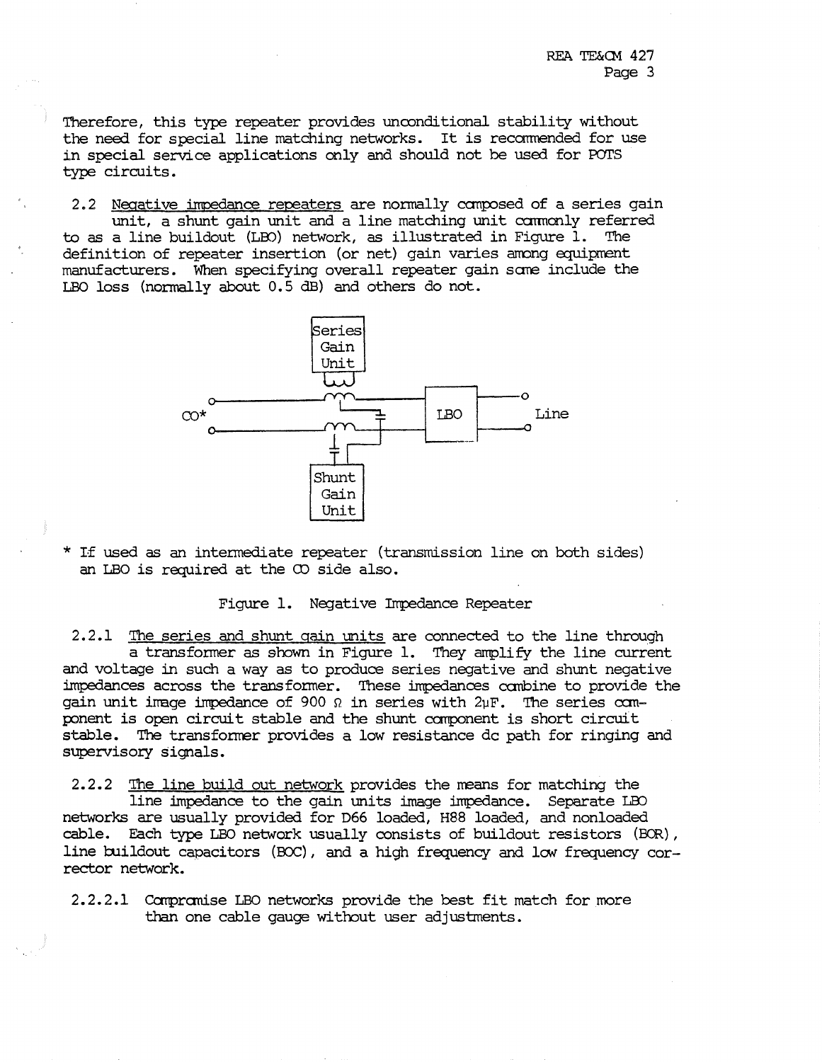Therefore, this type repeater provides unconditional stability without the need for special line matching networks. It is recommended for use in special service applications only and should not be used for POTS type circuits.

2.2 Negative impedance repeaters are normally composed of a series gain unit, a shunt gain unit and a line matching unit commonly referred to as a line buildout (LBO) network, as illustrated in Figure 1. The definition of repeater insertion (or net) gain varies among equipment manufacturers. When specifying overall repeater gain some include the LBO loss (normally about 0.5 dB) and others do not.

Series Gain Unit

CO*

LBO

Line

Shunt Gain Unit

\* If used as an intermediate repeater (transmission line on both sides) an LBO is required at the CO side also.

Figure 1. Negative Impedance Repeater

2.2.1 The series and shunt gain units are connected to the line through a transformer as shown in Figure 1. They amplify the line current and voltage in such a way as to produce series negative and shunt negative impedances across the transformer. These impedances combine to provide the gain unit image impedance of 900 Ω in series with 2µF. The series component is open circuit stable and the shunt component is short circuit stable. The transformer provides a low resistance dc path for ringing and supervisory signals.

2.2.2 The line build out network provides the means for matching the line impedance to the gain units image impedance. Separate LBO networks are usually provided for D66 loaded, H88 loaded, and nonloaded cable. Each type LBO network usually consists of buildout resistors (BOR), line buildout capacitors (BOC), and a high frequency and low frequency corrector network.

2.2.2.1 Compromise LBO networks provide the best fit match for more than one cable gauge without user adjustments.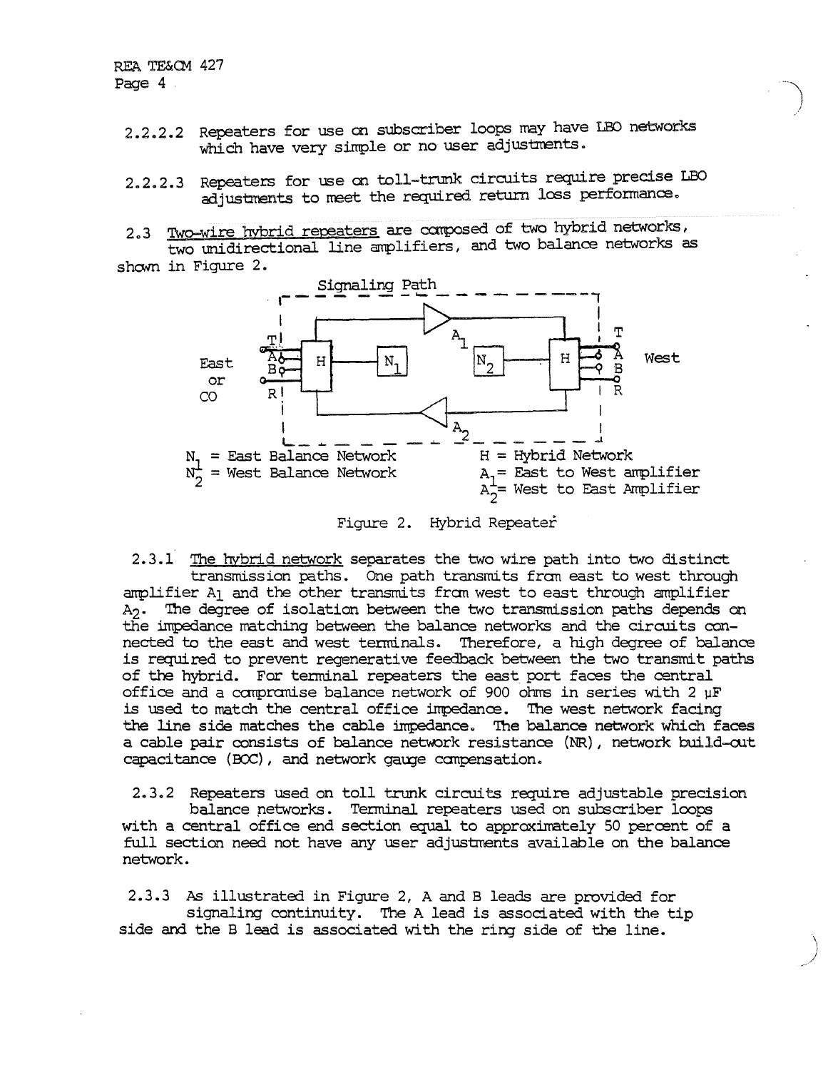2.2.2.2 Repeaters for use on subscriber loops may have LBO networks which have very simple or no user adjustments.

2.2.2.3 Repeaters for use on toll-trunk circuits require precise LBO adjustments to meet the required return loss performance.

2.3 Two-wire hybrid repeaters are composed of two hybrid networks, two unidirectional line amplifiers, and two balance networks as shown in Figure 2.

$N_1$ = East Balance Network
$N_2$ = West Balance Network
H = Hybrid Network
$A_1$ = East to West amplifier
$A_2$ = West to East Amplifier

Figure 2. Hybrid Repeater

2.3.1 The hybrid network separates the two wire path into two distinct transmission paths. One path transmits from east to west through amplifier $A_1$ and the other transmits from west to east through amplifier $A_2$. The degree of isolation between the two transmission paths depends on the impedance matching between the balance networks and the circuits connected to the east and west terminals. Therefore, a high degree of balance is required to prevent regenerative feedback between the two transmit paths of the hybrid. For terminal repeaters the east port faces the central office and a compromise balance network of 900 ohms in series with 2 μF is used to match the central office impedance. The west network facing the line side matches the cable impedance. The balance network which faces a cable pair consists of balance network resistance (NR), network build-out capacitance (BOC), and network gauge compensation.

2.3.2 Repeaters used on toll trunk circuits require adjustable precision balance networks. Terminal repeaters used on subscriber loops with a central office end section equal to approximately 50 percent of a full section need not have any user adjustments available on the balance network.

2.3.3 As illustrated in Figure 2, A and B leads are provided for signaling continuity. The A lead is associated with the tip side and the B lead is associated with the ring side of the line.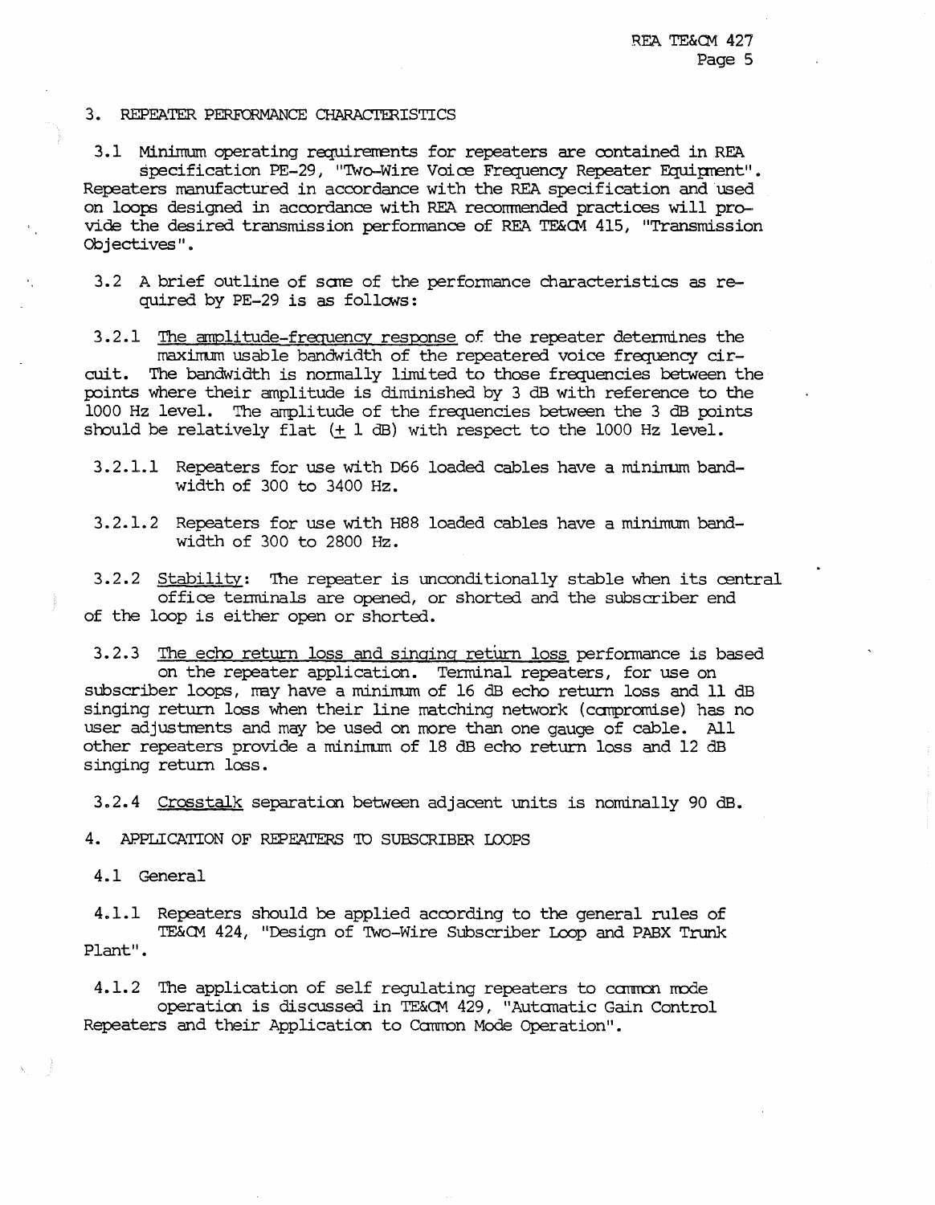## 3. REPEATER PERFORMANCE CHARACTERISTICS

3.1 Minimum operating requirements for repeaters are contained in REA specification PE-29, "Two-Wire Voice Frequency Repeater Equipment". Repeaters manufactured in accordance with the REA specification and used on loops designed in accordance with REA recommended practices will provide the desired transmission performance of REA TE&CM 415, "Transmission Objectives".

3.2 A brief outline of some of the performance characteristics as required by PE-29 is as follows:

3.2.1 The amplitude-frequency response of the repeater determines the maximum usable bandwidth of the repeatered voice frequency circuit. The bandwidth is normally limited to those frequencies between the points where their amplitude is diminished by 3 dB with reference to the 1000 Hz level. The amplitude of the frequencies between the 3 dB points should be relatively flat (± 1 dB) with respect to the 1000 Hz level.

3.2.1.1 Repeaters for use with D66 loaded cables have a minimum bandwidth of 300 to 3400 Hz.

3.2.1.2 Repeaters for use with H88 loaded cables have a minimum bandwidth of 300 to 2800 Hz.

3.2.2 Stability: The repeater is unconditionally stable when its central office terminals are opened, or shorted and the subscriber end of the loop is either open or shorted.

3.2.3 The echo return loss and singing return loss performance is based on the repeater application. Terminal repeaters, for use on subscriber loops, may have a minimum of 16 dB echo return loss and 11 dB singing return loss when their line matching network (compromise) has no user adjustments and may be used on more than one gauge of cable. All other repeaters provide a minimum of 18 dB echo return loss and 12 dB singing return loss.

3.2.4 Crosstalk separation between adjacent units is nominally 90 dB.

## 4. APPLICATION OF REPEATERS TO SUBSCRIBER LOOPS

### 4.1 General

4.1.1 Repeaters should be applied according to the general rules of TE&CM 424, "Design of Two-Wire Subscriber Loop and PABX Trunk Plant".

4.1.2 The application of self regulating repeaters to common mode operation is discussed in TE&CM 429, "Automatic Gain Control Repeaters and their Application to Common Mode Operation".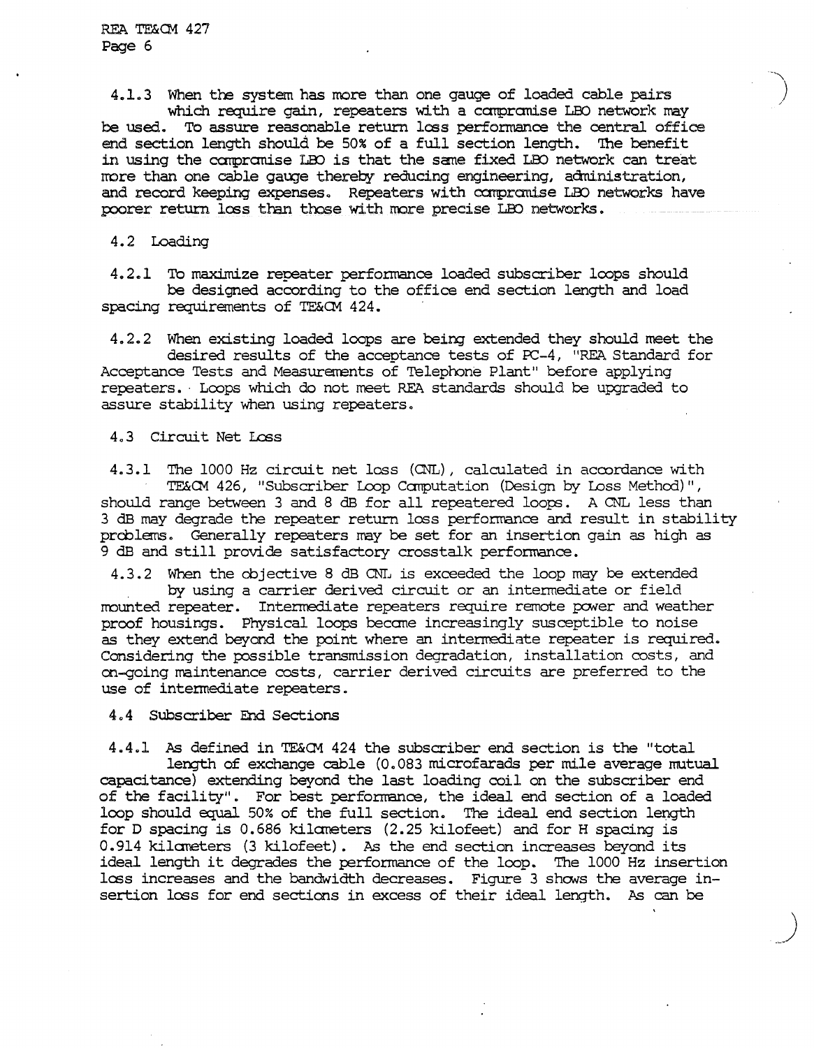4.1.3 When the system has more than one gauge of loaded cable pairs which require gain, repeaters with a compromise LBO network may be used. To assure reasonable return loss performance the central office end section length should be 50% of a full section length. The benefit in using the compromise LBO is that the same fixed LBO network can treat more than one cable gauge thereby reducing engineering, administration, and record keeping expenses. Repeaters with compromise LBO networks have poorer return loss than those with more precise LBO networks.

4.2 Loading

4.2.1 To maximize repeater performance loaded subscriber loops should be designed according to the office end section length and load spacing requirements of TE&CM 424.

4.2.2 When existing loaded loops are being extended they should meet the desired results of the acceptance tests of PC-4, "REA Standard for Acceptance Tests and Measurements of Telephone Plant" before applying repeaters. Loops which do not meet REA standards should be upgraded to assure stability when using repeaters.

4.3 Circuit Net Loss

4.3.1 The 1000 Hz circuit net loss (CNL), calculated in accordance with TE&CM 426, "Subscriber Loop Computation (Design by Loss Method)", should range between 3 and 8 dB for all repeatered loops. A CNL less than 3 dB may degrade the repeater return loss performance and result in stability problems. Generally repeaters may be set for an insertion gain as high as 9 dB and still provide satisfactory crosstalk performance.

4.3.2 When the objective 8 dB CNL is exceeded the loop may be extended by using a carrier derived circuit or an intermediate or field mounted repeater. Intermediate repeaters require remote power and weather proof housings. Physical loops become increasingly susceptible to noise as they extend beyond the point where an intermediate repeater is required. Considering the possible transmission degradation, installation costs, and on-going maintenance costs, carrier derived circuits are preferred to the use of intermediate repeaters.

4.4 Subscriber End Sections

4.4.1 As defined in TE&CM 424 the subscriber end section is the "total length of exchange cable (0.083 microfarads per mile average mutual capacitance) extending beyond the last loading coil on the subscriber end of the facility". For best performance, the ideal end section of a loaded loop should equal 50% of the full section. The ideal end section length for D spacing is 0.686 kilometers (2.25 kilofeet) and for H spacing is 0.914 kilometers (3 kilofeet). As the end section increases beyond its ideal length it degrades the performance of the loop. The 1000 Hz insertion loss increases and the bandwidth decreases. Figure 3 shows the average insertion loss for end sections in excess of their ideal length. As can be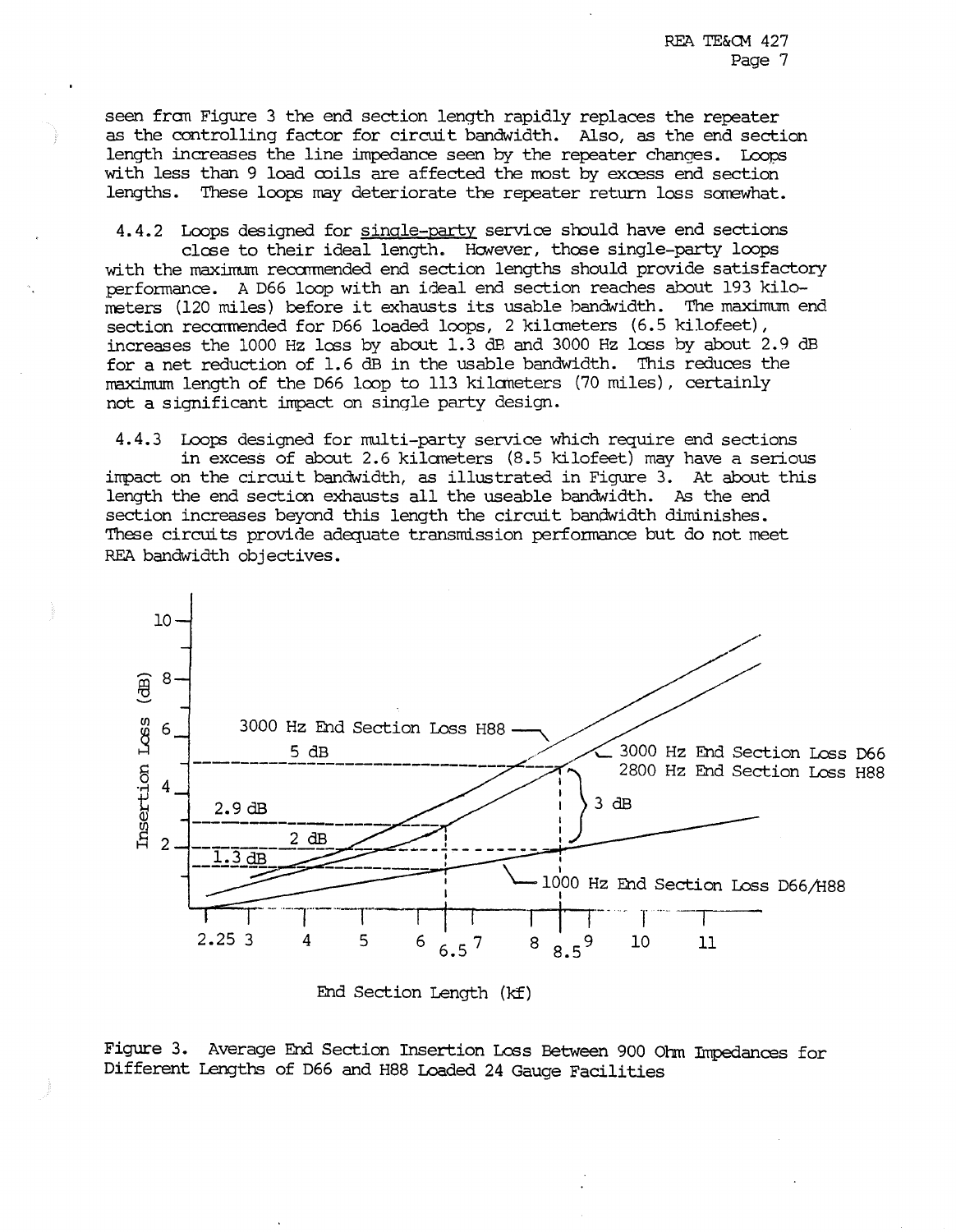seen from Figure 3 the end section length rapidly replaces the repeater as the controlling factor for circuit bandwidth. Also, as the end section length increases the line impedance seen by the repeater changes. Loops with less than 9 load coils are affected the most by excess end section lengths. These loops may deteriorate the repeater return loss somewhat.

4.4.2 Loops designed for single-party service should have end sections close to their ideal length. However, those single-party loops with the maximum recommended end section lengths should provide satisfactory performance. A D66 loop with an ideal end section reaches about 193 kilometers (120 miles) before it exhausts its usable bandwidth. The maximum end section recommended for D66 loaded loops, 2 kilometers (6.5 kilofeet), increases the 1000 Hz loss by about 1.3 dB and 3000 Hz loss by about 2.9 dB for a net reduction of 1.6 dB in the usable bandwidth. This reduces the maximum length of the D66 loop to 113 kilometers (70 miles), certainly not a significant impact on single party design.

4.4.3 Loops designed for multi-party service which require end sections in excess of about 2.6 kilometers (8.5 kilofeet) may have a serious impact on the circuit bandwidth, as illustrated in Figure 3. At about this length the end section exhausts all the useable bandwidth. As the end section increases beyond this length the circuit bandwidth diminishes. These circuits provide adequate transmission performance but do not meet REA bandwidth objectives.

Figure 3. Average End Section Insertion Loss Between 900 Ohm Impedances for Different Lengths of D66 and H88 Loaded 24 Gauge Facilities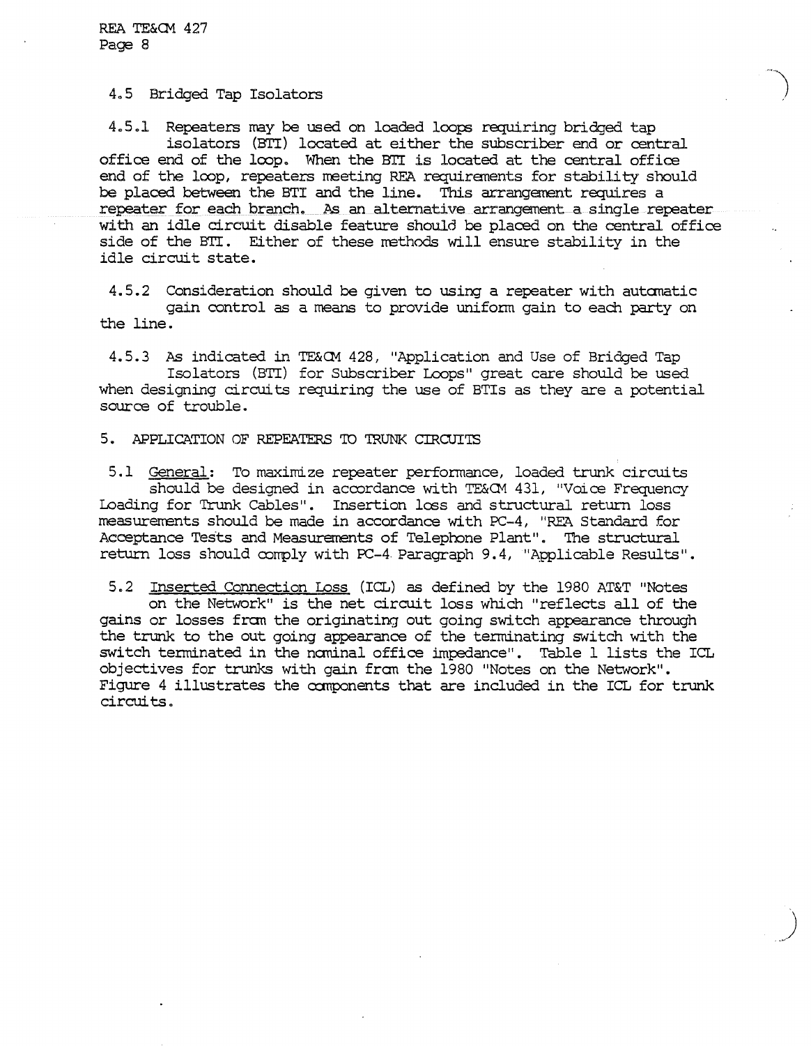4.5 Bridged Tap Isolators

4.5.1 Repeaters may be used on loaded loops requiring bridged tap isolators (BTI) located at either the subscriber end or central office end of the loop. When the BTI is located at the central office end of the loop, repeaters meeting REA requirements for stability should be placed between the BTI and the line. This arrangement requires a repeater for each branch. As an alternative arrangement a single repeater with an idle circuit disable feature should be placed on the central office side of the BTI. Either of these methods will ensure stability in the idle circuit state.

4.5.2 Consideration should be given to using a repeater with automatic gain control as a means to provide uniform gain to each party on the line.

4.5.3 As indicated in TE&CM 428, "Application and Use of Bridged Tap Isolators (BTI) for Subscriber Loops" great care should be used when designing circuits requiring the use of BTIs as they are a potential source of trouble.

5. APPLICATION OF REPEATERS TO TRUNK CIRCUITS

5.1 General: To maximize repeater performance, loaded trunk circuits should be designed in accordance with TE&CM 431, "Voice Frequency Loading for Trunk Cables". Insertion loss and structural return loss measurements should be made in accordance with PC-4, "REA Standard for Acceptance Tests and Measurements of Telephone Plant". The structural return loss should comply with PC-4 Paragraph 9.4, "Applicable Results".

5.2 Inserted Connection Loss (ICL) as defined by the 1980 AT&T "Notes on the Network" is the net circuit loss which "reflects all of the gains or losses from the originating out going switch appearance through the trunk to the out going appearance of the terminating switch with the switch terminated in the nominal office impedance". Table 1 lists the ICL objectives for trunks with gain from the 1980 "Notes on the Network". Figure 4 illustrates the components that are included in the ICL for trunk circuits.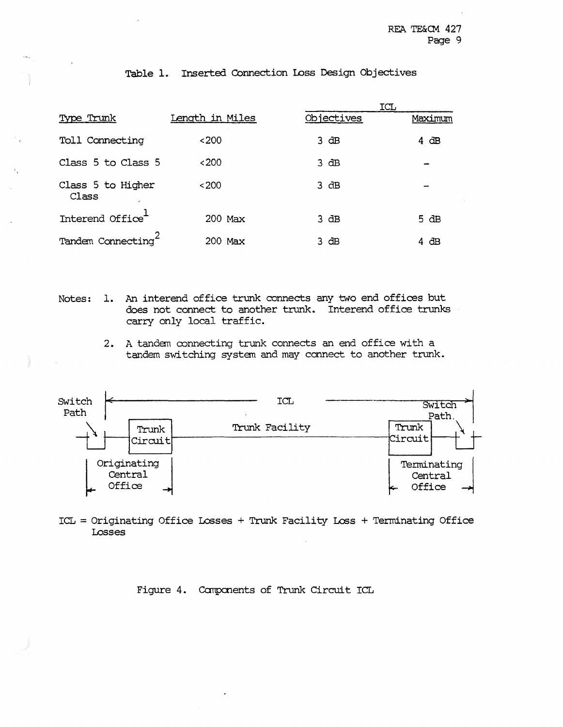Table 1. Inserted Connection Loss Design Objectives

| Type Trunk | Length in Miles | ICL Objectives | ICL Maximum |
|---|---|---|---|
| Toll Connecting | <200 | 3 dB | 4 dB |
| Class 5 to Class 5 | <200 | 3 dB | – |
| Class 5 to Higher Class | <200 | 3 dB | – |
| Interend Office[1] | 200 Max | 3 dB | 5 dB |
| Tandem Connecting[2] | 200 Max | 3 dB | 4 dB |

Notes: 1. An interend office trunk connects any two end offices but does not connect to another trunk. Interend office trunks carry only local traffic.

2. A tandem connecting trunk connects an end office with a tandem switching system and may connect to another trunk.

Switch Path | ICL | Switch Path

Trunk Circuit | Trunk Facility | Trunk Circuit

Originating Central Office | Terminating Central Office

ICL = Originating Office Losses + Trunk Facility Loss + Terminating Office Losses

Figure 4. Components of Trunk Circuit ICL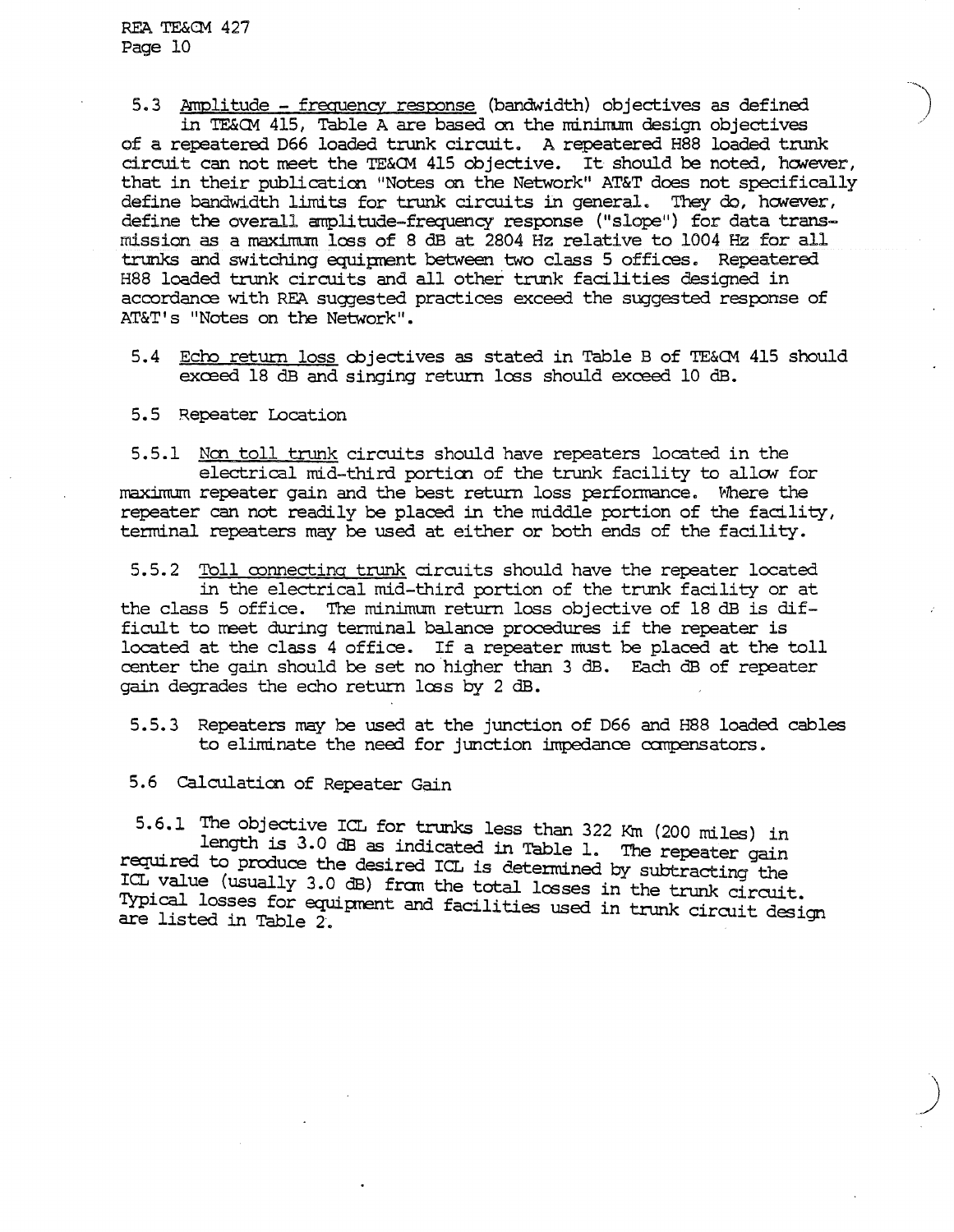5.3 Amplitude - frequency response (bandwidth) objectives as defined in TE&CM 415, Table A are based on the minimum design objectives of a repeatered D66 loaded trunk circuit. A repeatered H88 loaded trunk circuit can not meet the TE&CM 415 objective. It should be noted, however, that in their publication "Notes on the Network" AT&T does not specifically define bandwidth limits for trunk circuits in general. They do, however, define the overall amplitude-frequency response ("slope") for data transmission as a maximum loss of 8 dB at 2804 Hz relative to 1004 Hz for all trunks and switching equipment between two class 5 offices. Repeatered H88 loaded trunk circuits and all other trunk facilities designed in accordance with REA suggested practices exceed the suggested response of AT&T's "Notes on the Network".

5.4 Echo return loss objectives as stated in Table B of TE&CM 415 should exceed 18 dB and singing return loss should exceed 10 dB.

5.5 Repeater Location

5.5.1 Non toll trunk circuits should have repeaters located in the electrical mid-third portion of the trunk facility to allow for maximum repeater gain and the best return loss performance. Where the repeater can not readily be placed in the middle portion of the facility, terminal repeaters may be used at either or both ends of the facility.

5.5.2 Toll connecting trunk circuits should have the repeater located in the electrical mid-third portion of the trunk facility or at the class 5 office. The minimum return loss objective of 18 dB is difficult to meet during terminal balance procedures if the repeater is located at the class 4 office. If a repeater must be placed at the toll center the gain should be set no higher than 3 dB. Each dB of repeater gain degrades the echo return loss by 2 dB.

5.5.3 Repeaters may be used at the junction of D66 and H88 loaded cables to eliminate the need for junction impedance compensators.

5.6 Calculation of Repeater Gain

5.6.1 The objective ICL for trunks less than 322 Km (200 miles) in length is 3.0 dB as indicated in Table 1. The repeater gain required to produce the desired ICL is determined by subtracting the ICL value (usually 3.0 dB) from the total losses in the trunk circuit. Typical losses for equipment and facilities used in trunk circuit design are listed in Table 2.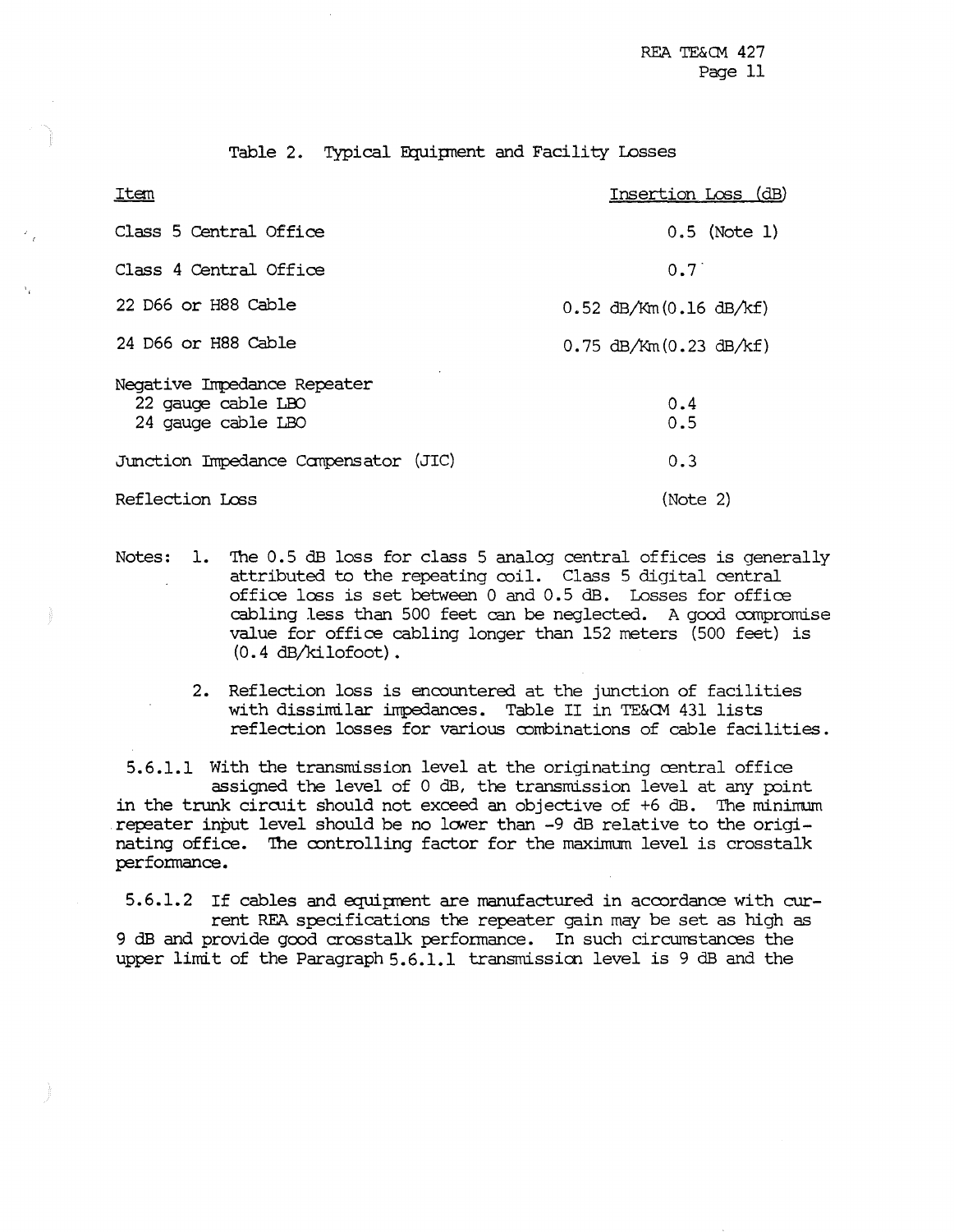Table 2. Typical Equipment and Facility Losses

| Item | Insertion Loss (dB) |
|---|---|
| Class 5 Central Office | 0.5 (Note 1) |
| Class 4 Central Office | 0.7 |
| 22 D66 or H88 Cable | 0.52 dB/Km (0.16 dB/kf) |
| 24 D66 or H88 Cable | 0.75 dB/Km (0.23 dB/kf) |
| Negative Impedance Repeater | |
| 22 gauge cable LBO | 0.4 |
| 24 gauge cable LBO | 0.5 |
| Junction Impedance Compensator (JIC) | 0.3 |
| Reflection Loss | (Note 2) |

Notes:

1. The 0.5 dB loss for class 5 analog central offices is generally attributed to the repeating coil. Class 5 digital central office loss is set between 0 and 0.5 dB. Losses for office cabling less than 500 feet can be neglected. A good compromise value for office cabling longer than 152 meters (500 feet) is (0.4 dB/kilofoot).

2. Reflection loss is encountered at the junction of facilities with dissimilar impedances. Table II in TE&CM 431 lists reflection losses for various combinations of cable facilities.

5.6.1.1 With the transmission level at the originating central office assigned the level of 0 dB, the transmission level at any point in the trunk circuit should not exceed an objective of +6 dB. The minimum repeater input level should be no lower than -9 dB relative to the originating office. The controlling factor for the maximum level is crosstalk performance.

5.6.1.2 If cables and equipment are manufactured in accordance with current REA specifications the repeater gain may be set as high as 9 dB and provide good crosstalk performance. In such circumstances the upper limit of the Paragraph 5.6.1.1 transmission level is 9 dB and the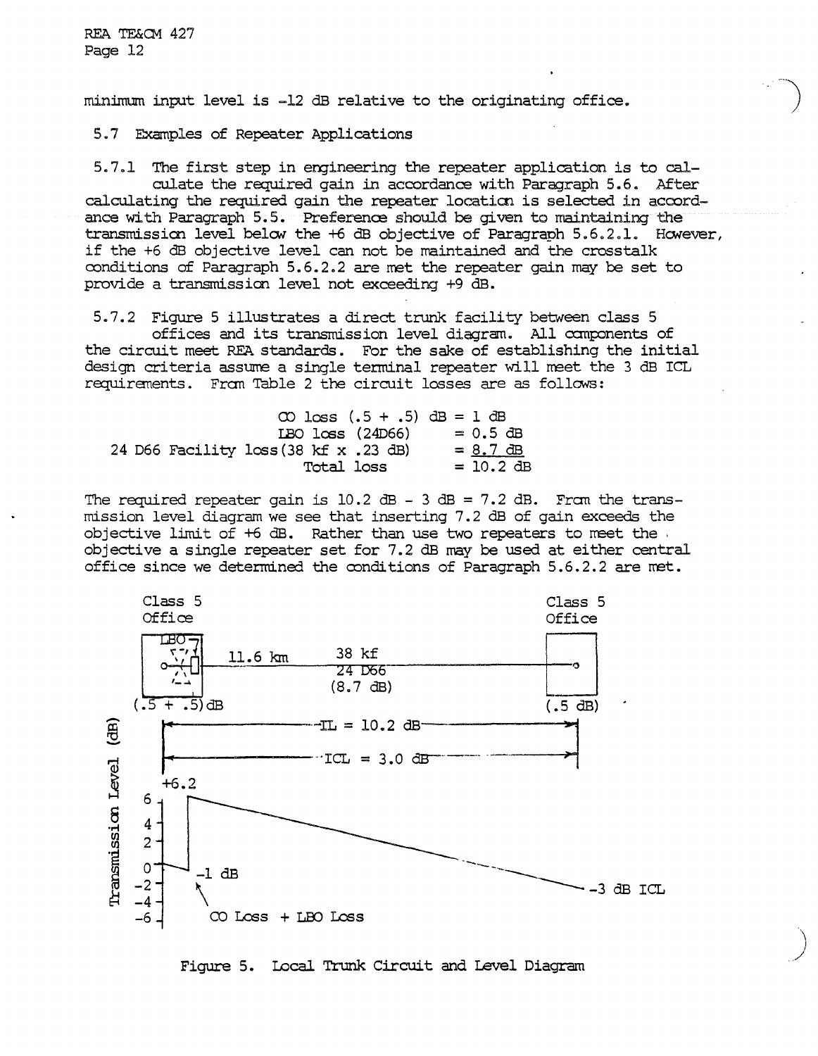minimum input level is -12 dB relative to the originating office.

### 5.7 Examples of Repeater Applications

5.7.1 The first step in engineering the repeater application is to calculate the required gain in accordance with Paragraph 5.6. After calculating the required gain the repeater location is selected in accordance with Paragraph 5.5. Preference should be given to maintaining the transmission level below the +6 dB objective of Paragraph 5.6.2.1. However, if the +6 dB objective level can not be maintained and the crosstalk conditions of Paragraph 5.6.2.2 are met the repeater gain may be set to provide a transmission level not exceeding +9 dB.

5.7.2 Figure 5 illustrates a direct trunk facility between class 5 offices and its transmission level diagram. All components of the circuit meet REA standards. For the sake of establishing the initial design criteria assume a single terminal repeater will meet the 3 dB ICL requirements. From Table 2 the circuit losses are as follows:

| | |
|---|---|
| CO loss (.5 + .5) dB | = 1 dB |
| LBO loss (24D66) | = 0.5 dB |
| 24 D66 Facility loss (38 kf x .23 dB) | = 8.7 dB |
| Total loss | = 10.2 dB |

The required repeater gain is 10.2 dB - 3 dB = 7.2 dB. From the transmission level diagram we see that inserting 7.2 dB of gain exceeds the objective limit of +6 dB. Rather than use two repeaters to meet the objective a single repeater set for 7.2 dB may be used at either central office since we determined the conditions of Paragraph 5.6.2.2 are met.

Figure 5. Local Trunk Circuit and Level Diagram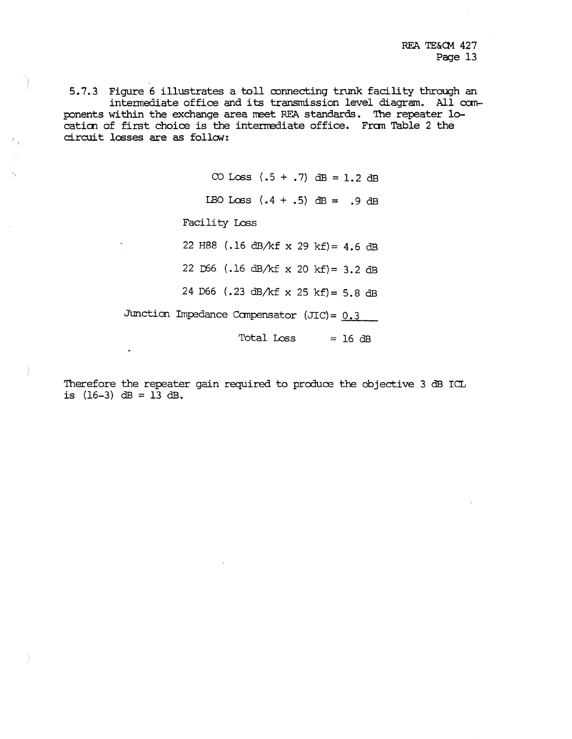5.7.3 Figure 6 illustrates a toll connecting trunk facility through an intermediate office and its transmission level diagram. All components within the exchange area meet REA standards. The repeater location of first choice is the intermediate office. From Table 2 the circuit losses are as follow:

CO Loss (.5 + .7) dB = 1.2 dB

LBO Loss (.4 + .5) dB = .9 dB

Facility Loss

22 H88 (.16 dB/kf x 29 kf)= 4.6 dB

22 D66 (.16 dB/kf x 20 kf)= 3.2 dB

24 D66 (.23 dB/kf x 25 kf)= 5.8 dB

Junction Impedance Compensator (JIC)= 0.3

Total Loss = 16 dB

Therefore the repeater gain required to produce the objective 3 dB ICL is (16-3) dB = 13 dB.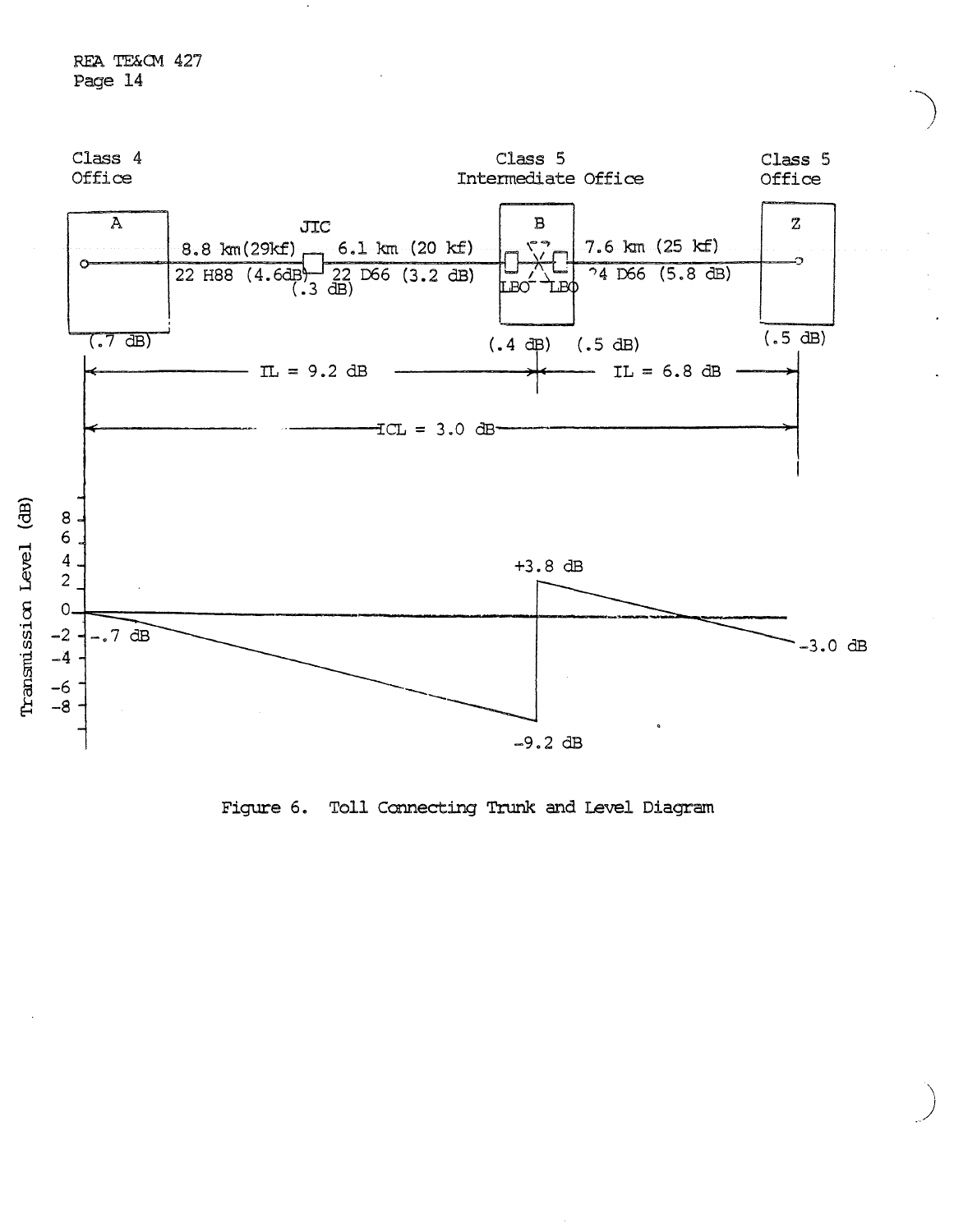Class 4 Office

Class 5 Intermediate Office

Class 5 Office

A

JTC

B

Z

8.8 km(29kf) 22 H88 (4.6dB)

(.3 dB)

6.1 km (20 kf) 22 D66 (3.2 dB)

LBO LBO

7.6 km (25 kf) 24 D66 (5.8 dB)

(.7 dB)

(.4 dB) (.5 dB)

(.5 dB)

IL = 9.2 dB

IL = 6.8 dB

ICL = 3.0 dB

Transmission Level (dB)

8
6
4
2
0
-2
-4
-6
-8

-.7 dB

+3.8 dB

-9.2 dB

-3.0 dB

Figure 6. Toll Connecting Trunk and Level Diagram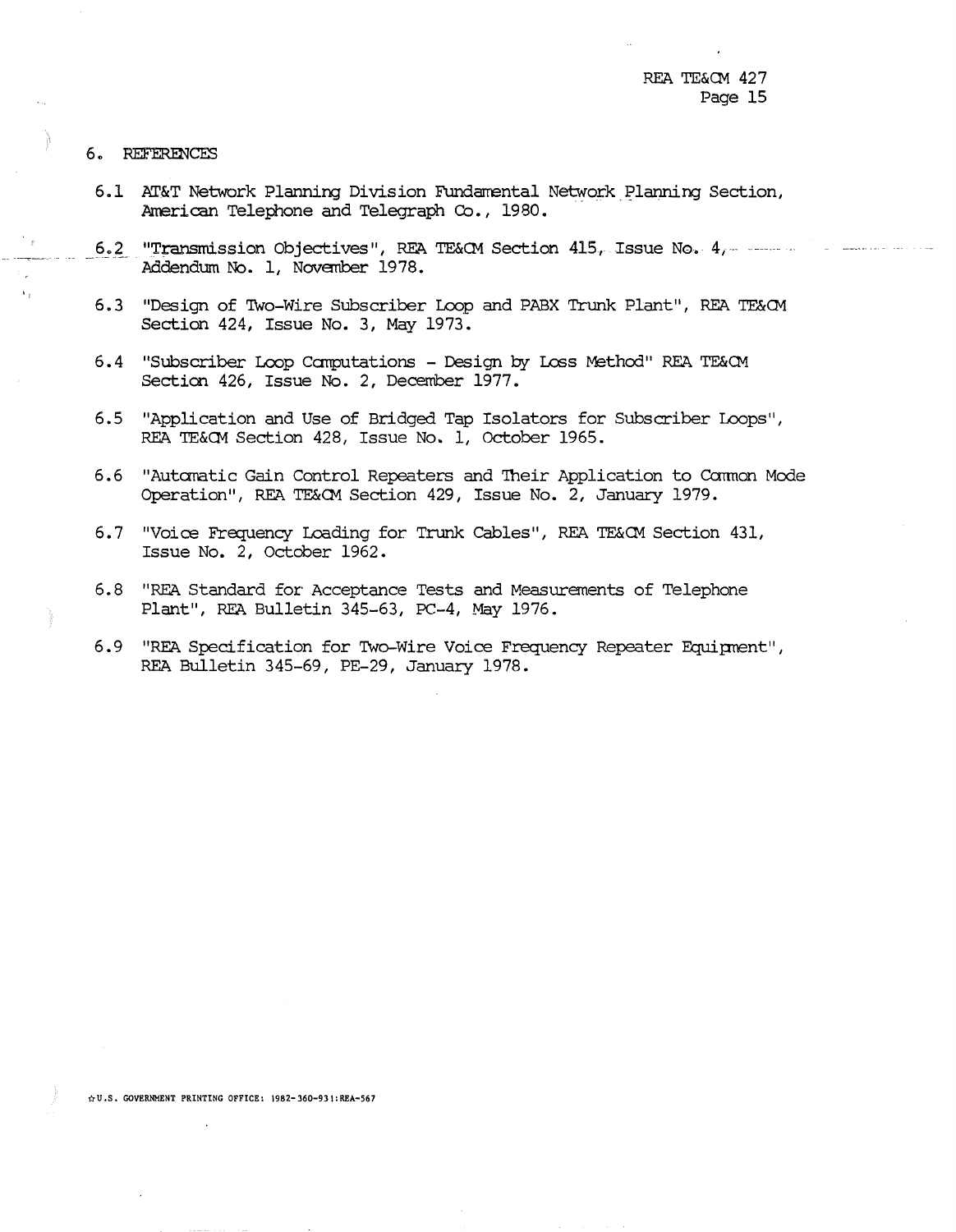## 6. REFERENCES

6.1 AT&T Network Planning Division Fundamental Network Planning Section, American Telephone and Telegraph Co., 1980.

6.2 "Transmission Objectives", REA TE&CM Section 415, Issue No. 4, Addendum No. 1, November 1978.

6.3 "Design of Two-Wire Subscriber Loop and PABX Trunk Plant", REA TE&CM Section 424, Issue No. 3, May 1973.

6.4 "Subscriber Loop Computations - Design by Loss Method" REA TE&CM Section 426, Issue No. 2, December 1977.

6.5 "Application and Use of Bridged Tap Isolators for Subscriber Loops", REA TE&CM Section 428, Issue No. 1, October 1965.

6.6 "Automatic Gain Control Repeaters and Their Application to Common Mode Operation", REA TE&CM Section 429, Issue No. 2, January 1979.

6.7 "Voice Frequency Loading for Trunk Cables", REA TE&CM Section 431, Issue No. 2, October 1962.

6.8 "REA Standard for Acceptance Tests and Measurements of Telephone Plant", REA Bulletin 345-63, PC-4, May 1976.

6.9 "REA Specification for Two-Wire Voice Frequency Repeater Equipment", REA Bulletin 345-69, PE-29, January 1978.

☆U.S. GOVERNMENT PRINTING OFFICE: 1982-360-931:REA-567